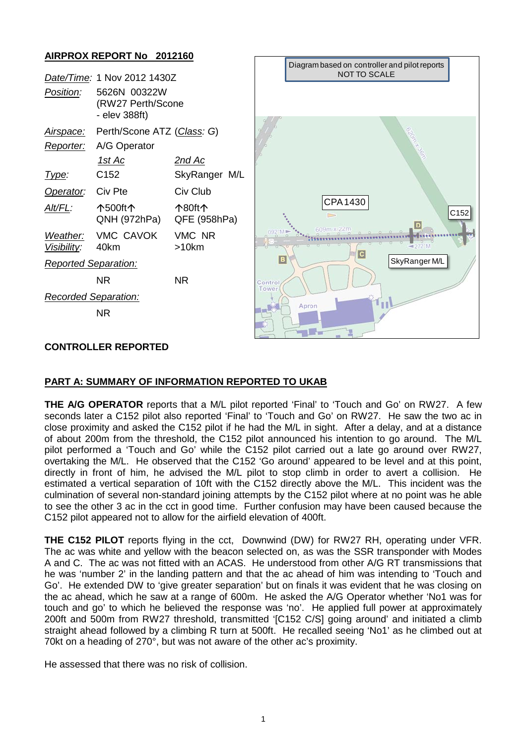## AIRPROX REPORT No 2012160

| | | |
|---|---|---|
| *Date/Time:* | 1 Nov 2012 1430Z | |
| *Position:* | 5626N 00322W (RW27 Perth/Scone - elev 388ft) | |
| *Airspace:* | Perth/Scone ATZ (*Class: G*) | |
| *Reporter:* | A/G Operator | |
| | *1st Ac* | *2nd Ac* |
| *Type:* | C152 | SkyRanger M/L |
| *Operator:* | Civ Pte | Civ Club |
| *Alt/FL:* | ↑500ft↑ QNH (972hPa) | ↑80ft↑ QFE (958hPa) |
| *Weather:* | VMC CAVOK | VMC NR |
| *Visibility:* | 40km | >10km |
| *Reported Separation:* | | |
| | NR | NR |
| *Recorded Separation:* | | |
| | NR | |

Diagram based on controller and pilot reports
NOT TO SCALE

CPA 1430
C152
SkyRanger M/L

**CONTROLLER REPORTED**

**PART A: SUMMARY OF INFORMATION REPORTED TO UKAB**

**THE A/G OPERATOR** reports that a M/L pilot reported 'Final' to 'Touch and Go' on RW27. A few seconds later a C152 pilot also reported 'Final' to 'Touch and Go' on RW27. He saw the two ac in close proximity and asked the C152 pilot if he had the M/L in sight. After a delay, and at a distance of about 200m from the threshold, the C152 pilot announced his intention to go around. The M/L pilot performed a 'Touch and Go' while the C152 pilot carried out a late go around over RW27, overtaking the M/L. He observed that the C152 'Go around' appeared to be level and at this point, directly in front of him, he advised the M/L pilot to stop climb in order to avert a collision. He estimated a vertical separation of 10ft with the C152 directly above the M/L. This incident was the culmination of several non-standard joining attempts by the C152 pilot where at no point was he able to see the other 3 ac in the cct in good time. Further confusion may have been caused because the C152 pilot appeared not to allow for the airfield elevation of 400ft.

**THE C152 PILOT** reports flying in the cct, Downwind (DW) for RW27 RH, operating under VFR. The ac was white and yellow with the beacon selected on, as was the SSR transponder with Modes A and C. The ac was not fitted with an ACAS. He understood from other A/G RT transmissions that he was 'number 2' in the landing pattern and that the ac ahead of him was intending to 'Touch and Go'. He extended DW to 'give greater separation' but on finals it was evident that he was closing on the ac ahead, which he saw at a range of 600m. He asked the A/G Operator whether 'No1 was for touch and go' to which he believed the response was 'no'. He applied full power at approximately 200ft and 500m from RW27 threshold, transmitted '[C152 C/S] going around' and initiated a climb straight ahead followed by a climbing R turn at 500ft. He recalled seeing 'No1' as he climbed out at 70kt on a heading of 270°, but was not aware of the other ac's proximity.

He assessed that there was no risk of collision.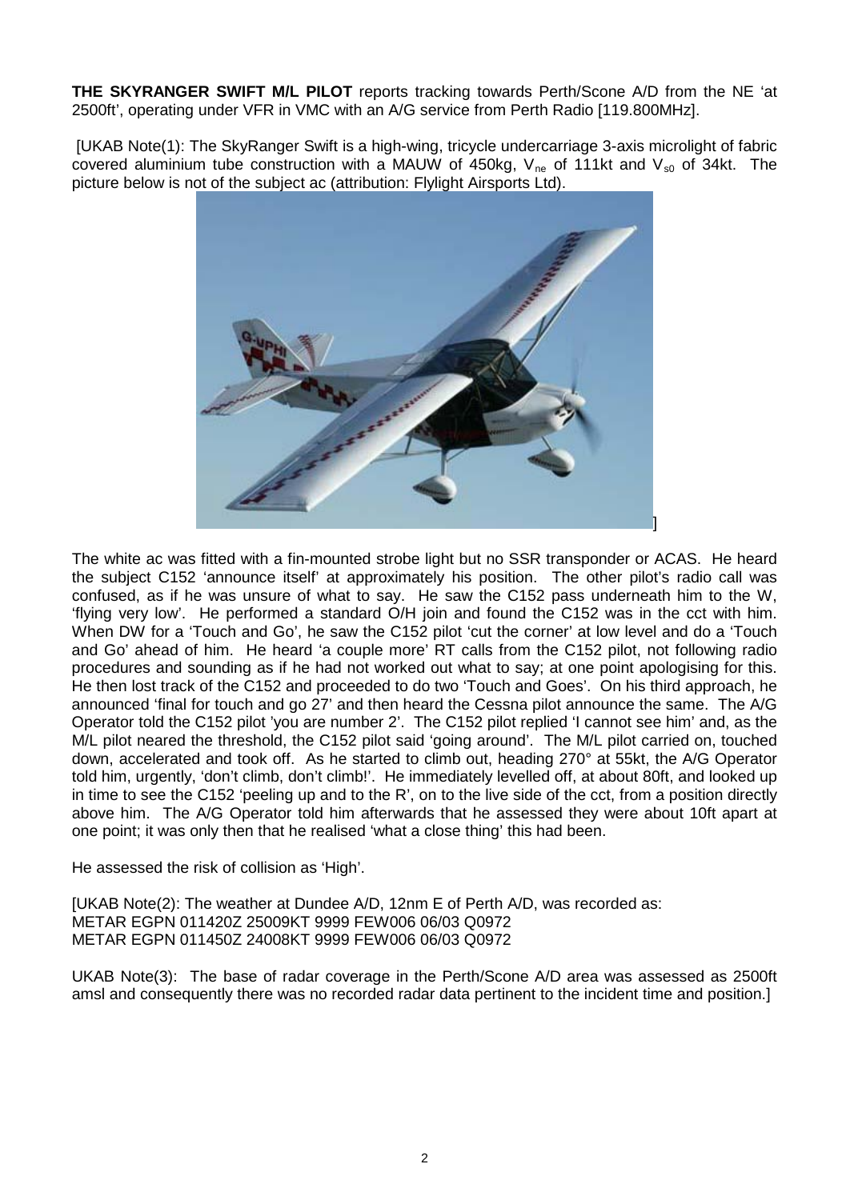**THE SKYRANGER SWIFT M/L PILOT** reports tracking towards Perth/Scone A/D from the NE 'at 2500ft', operating under VFR in VMC with an A/G service from Perth Radio [119.800MHz].

[UKAB Note(1): The SkyRanger Swift is a high-wing, tricycle undercarriage 3-axis microlight of fabric covered aluminium tube construction with a MAUW of 450kg, $V_{ne}$ of 111kt and $V_{s0}$ of 34kt. The picture below is not of the subject ac (attribution: Flylight Airsports Ltd).

]

The white ac was fitted with a fin-mounted strobe light but no SSR transponder or ACAS. He heard the subject C152 'announce itself' at approximately his position. The other pilot's radio call was confused, as if he was unsure of what to say. He saw the C152 pass underneath him to the W, 'flying very low'. He performed a standard O/H join and found the C152 was in the cct with him. When DW for a 'Touch and Go', he saw the C152 pilot 'cut the corner' at low level and do a 'Touch and Go' ahead of him. He heard 'a couple more' RT calls from the C152 pilot, not following radio procedures and sounding as if he had not worked out what to say; at one point apologising for this. He then lost track of the C152 and proceeded to do two 'Touch and Goes'. On his third approach, he announced 'final for touch and go 27' and then heard the Cessna pilot announce the same. The A/G Operator told the C152 pilot 'you are number 2'. The C152 pilot replied 'I cannot see him' and, as the M/L pilot neared the threshold, the C152 pilot said 'going around'. The M/L pilot carried on, touched down, accelerated and took off. As he started to climb out, heading 270° at 55kt, the A/G Operator told him, urgently, 'don't climb, don't climb!'. He immediately levelled off, at about 80ft, and looked up in time to see the C152 'peeling up and to the R', on to the live side of the cct, from a position directly above him. The A/G Operator told him afterwards that he assessed they were about 10ft apart at one point; it was only then that he realised 'what a close thing' this had been.

He assessed the risk of collision as 'High'.

[UKAB Note(2): The weather at Dundee A/D, 12nm E of Perth A/D, was recorded as:
METAR EGPN 011420Z 25009KT 9999 FEW006 06/03 Q0972
METAR EGPN 011450Z 24008KT 9999 FEW006 06/03 Q0972

UKAB Note(3): The base of radar coverage in the Perth/Scone A/D area was assessed as 2500ft amsl and consequently there was no recorded radar data pertinent to the incident time and position.]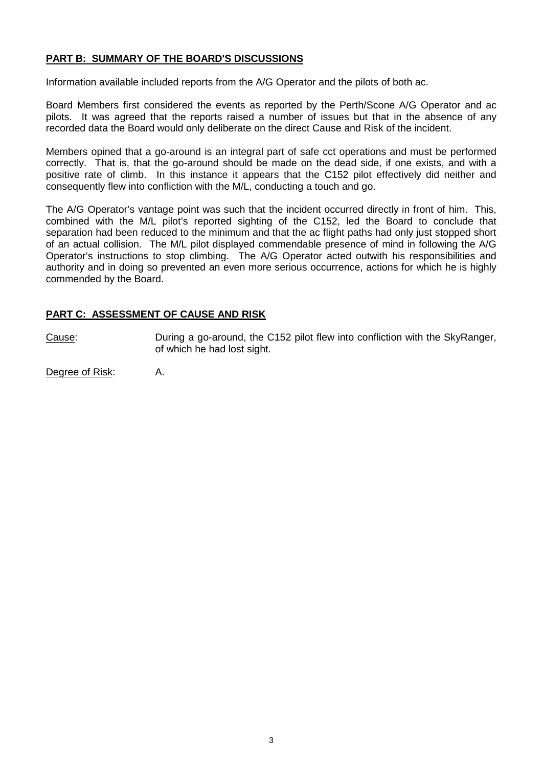## PART B: SUMMARY OF THE BOARD'S DISCUSSIONS

Information available included reports from the A/G Operator and the pilots of both ac.

Board Members first considered the events as reported by the Perth/Scone A/G Operator and ac pilots. It was agreed that the reports raised a number of issues but that in the absence of any recorded data the Board would only deliberate on the direct Cause and Risk of the incident.

Members opined that a go-around is an integral part of safe cct operations and must be performed correctly. That is, that the go-around should be made on the dead side, if one exists, and with a positive rate of climb. In this instance it appears that the C152 pilot effectively did neither and consequently flew into confliction with the M/L, conducting a touch and go.

The A/G Operator's vantage point was such that the incident occurred directly in front of him. This, combined with the M/L pilot's reported sighting of the C152, led the Board to conclude that separation had been reduced to the minimum and that the ac flight paths had only just stopped short of an actual collision. The M/L pilot displayed commendable presence of mind in following the A/G Operator's instructions to stop climbing. The A/G Operator acted outwith his responsibilities and authority and in doing so prevented an even more serious occurrence, actions for which he is highly commended by the Board.

## PART C: ASSESSMENT OF CAUSE AND RISK

Cause: During a go-around, the C152 pilot flew into confliction with the SkyRanger, of which he had lost sight.

Degree of Risk: A.